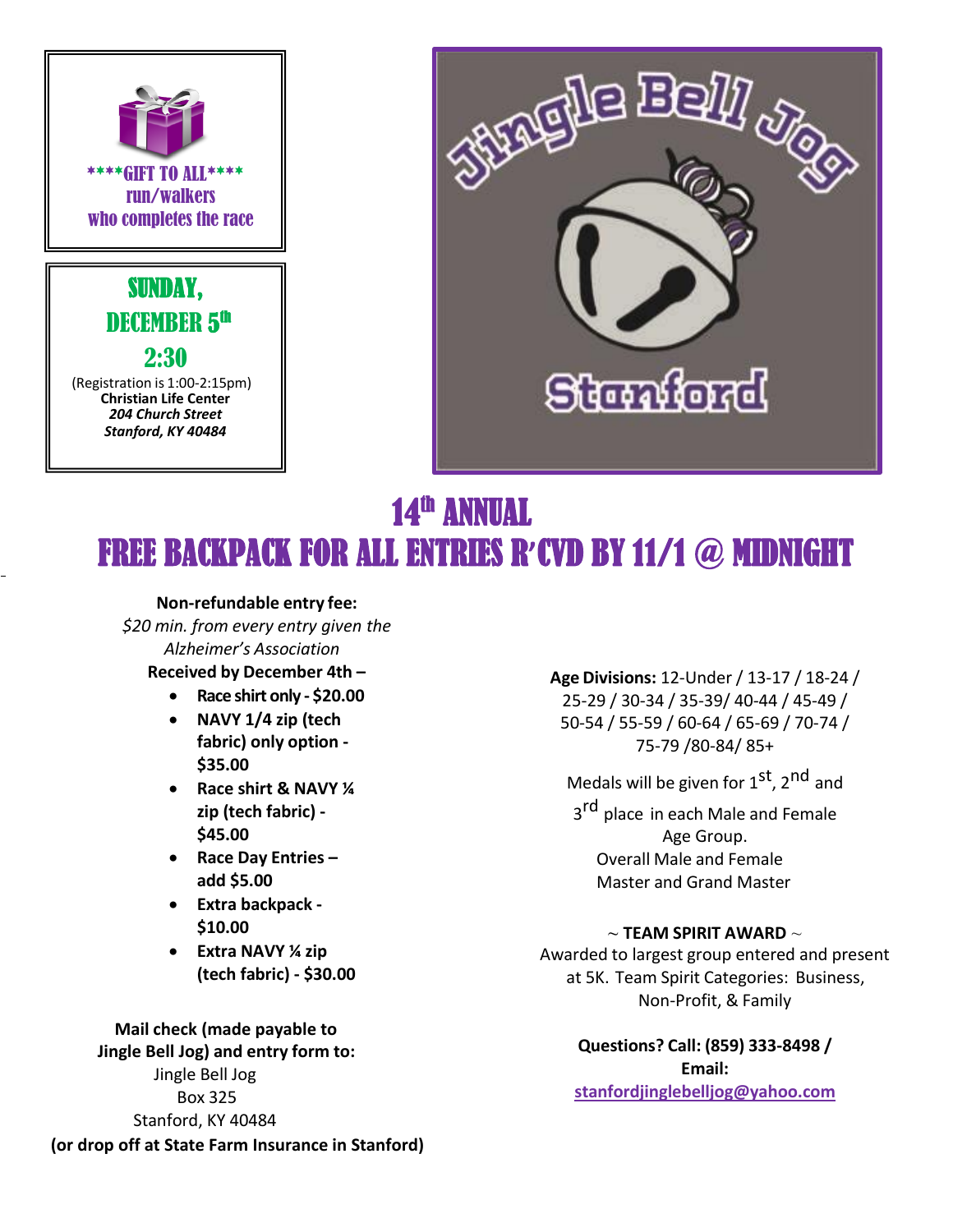****GIFT TO ALL****
run/walkers
who completes the race

**SUNDAY, DECEMBER 5th**

**2:30**

(Registration is 1:00-2:15pm)
**Christian Life Center**
***204 Church Street***
***Stanford, KY 40484***

# Jingle Bell Jog

## Stanford

# 14th ANNUAL

## FREE BACKPACK FOR ALL ENTRIES R'CVD BY 11/1 @ MIDNIGHT

**Non-refundable entry fee:**
*$20 min. from every entry given the Alzheimer's Association*
**Received by December 4th –**

- **Race shirt only - $20.00**
- **NAVY 1/4 zip (tech fabric) only option - $35.00**
- **Race shirt & NAVY ¼ zip (tech fabric) - $45.00**
- **Race Day Entries – add $5.00**
- **Extra backpack - $10.00**
- **Extra NAVY ¼ zip (tech fabric) - $30.00**

**Mail check (made payable to Jingle Bell Jog) and entry form to:**
Jingle Bell Jog
Box 325
Stanford, KY 40484
**(or drop off at State Farm Insurance in Stanford)**

**Age Divisions:** 12-Under / 13-17 / 18-24 / 25-29 / 30-34 / 35-39/ 40-44 / 45-49 / 50-54 / 55-59 / 60-64 / 65-69 / 70-74 / 75-79 /80-84/ 85+

Medals will be given for 1st, 2nd and 3rd place in each Male and Female Age Group.
Overall Male and Female
Master and Grand Master

~ **TEAM SPIRIT AWARD** ~
Awarded to largest group entered and present at 5K. Team Spirit Categories: Business, Non-Profit, & Family

**Questions? Call: (859) 333-8498 / Email:**
**stanfordjinglebelljog@yahoo.com**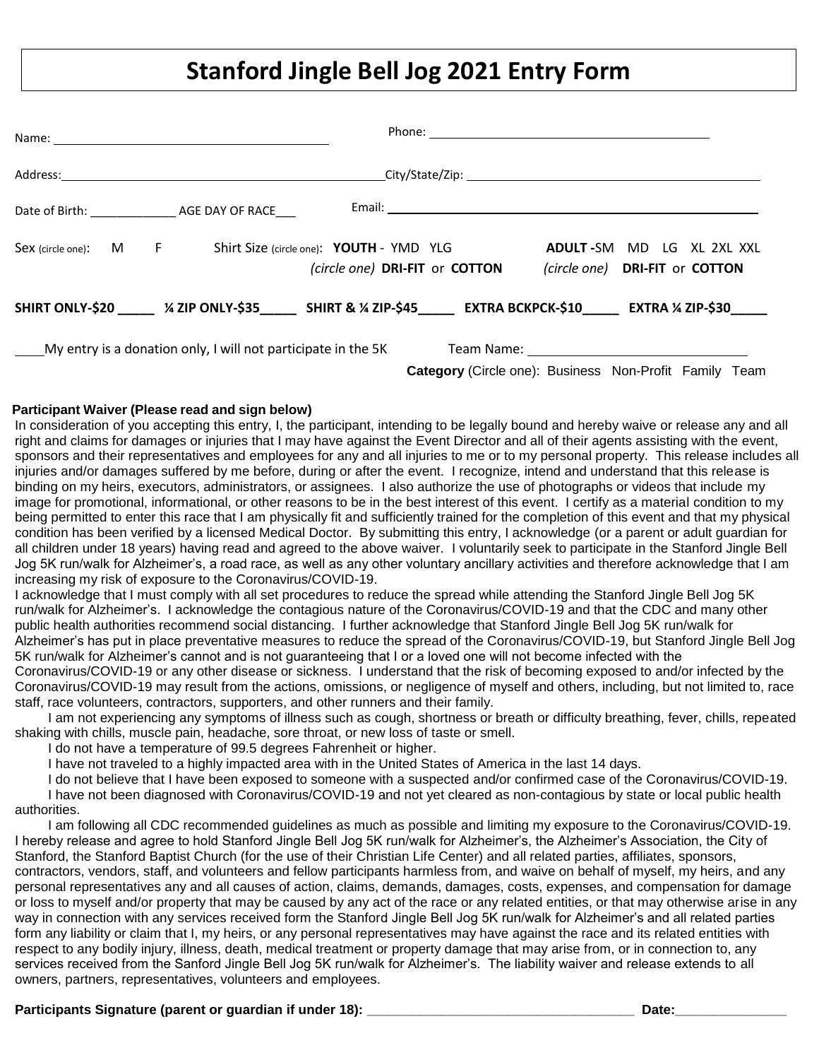# Stanford Jingle Bell Jog 2021 Entry Form

Name: ______________________________ Phone: ______________________________

Address: ______________________________ City/State/Zip: ______________________________

Date of Birth: _____________ AGE DAY OF RACE___ Email: ______________________________

Sex (circle one): M F Shirt Size (circle one): **YOUTH** - YMD YLG **ADULT** -SM MD LG XL 2XL XXL

*(circle one)* **DRI-FIT** or **COTTON** *(circle one)* **DRI-FIT** or **COTTON**

**SHIRT ONLY-$20 _____ ¼ ZIP ONLY-$35_____ SHIRT & ¼ ZIP-$45_____ EXTRA BCKPCK-$10_____ EXTRA ¼ ZIP-$30_____**

____My entry is a donation only, I will not participate in the 5K Team Name: ______________________________

**Category** (Circle one): Business Non-Profit Family Team

**Participant Waiver (Please read and sign below)**

In consideration of you accepting this entry, I, the participant, intending to be legally bound and hereby waive or release any and all right and claims for damages or injuries that I may have against the Event Director and all of their agents assisting with the event, sponsors and their representatives and employees for any and all injuries to me or to my personal property. This release includes all injuries and/or damages suffered by me before, during or after the event. I recognize, intend and understand that this release is binding on my heirs, executors, administrators, or assignees. I also authorize the use of photographs or videos that include my image for promotional, informational, or other reasons to be in the best interest of this event. I certify as a material condition to my being permitted to enter this race that I am physically fit and sufficiently trained for the completion of this event and that my physical condition has been verified by a licensed Medical Doctor. By submitting this entry, I acknowledge (or a parent or adult guardian for all children under 18 years) having read and agreed to the above waiver. I voluntarily seek to participate in the Stanford Jingle Bell Jog 5K run/walk for Alzheimer's, a road race, as well as any other voluntary ancillary activities and therefore acknowledge that I am increasing my risk of exposure to the Coronavirus/COVID-19.

I acknowledge that I must comply with all set procedures to reduce the spread while attending the Stanford Jingle Bell Jog 5K run/walk for Alzheimer's. I acknowledge the contagious nature of the Coronavirus/COVID-19 and that the CDC and many other public health authorities recommend social distancing. I further acknowledge that Stanford Jingle Bell Jog 5K run/walk for Alzheimer's has put in place preventative measures to reduce the spread of the Coronavirus/COVID-19, but Stanford Jingle Bell Jog 5K run/walk for Alzheimer's cannot and is not guaranteeing that I or a loved one will not become infected with the Coronavirus/COVID-19 or any other disease or sickness. I understand that the risk of becoming exposed to and/or infected by the Coronavirus/COVID-19 may result from the actions, omissions, or negligence of myself and others, including, but not limited to, race staff, race volunteers, contractors, supporters, and other runners and their family.

I am not experiencing any symptoms of illness such as cough, shortness or breath or difficulty breathing, fever, chills, repeated shaking with chills, muscle pain, headache, sore throat, or new loss of taste or smell.

I do not have a temperature of 99.5 degrees Fahrenheit or higher.

I have not traveled to a highly impacted area with in the United States of America in the last 14 days.

I do not believe that I have been exposed to someone with a suspected and/or confirmed case of the Coronavirus/COVID-19.

I have not been diagnosed with Coronavirus/COVID-19 and not yet cleared as non-contagious by state or local public health authorities.

I am following all CDC recommended guidelines as much as possible and limiting my exposure to the Coronavirus/COVID-19. I hereby release and agree to hold Stanford Jingle Bell Jog 5K run/walk for Alzheimer's, the Alzheimer's Association, the City of Stanford, the Stanford Baptist Church (for the use of their Christian Life Center) and all related parties, affiliates, sponsors, contractors, vendors, staff, and volunteers and fellow participants harmless from, and waive on behalf of myself, my heirs, and any personal representatives any and all causes of action, claims, demands, damages, costs, expenses, and compensation for damage or loss to myself and/or property that may be caused by any act of the race or any related entities, or that may otherwise arise in any way in connection with any services received form the Stanford Jingle Bell Jog 5K run/walk for Alzheimer's and all related parties form any liability or claim that I, my heirs, or any personal representatives may have against the race and its related entities with respect to any bodily injury, illness, death, medical treatment or property damage that may arise from, or in connection to, any services received from the Sanford Jingle Bell Jog 5K run/walk for Alzheimer's. The liability waiver and release extends to all owners, partners, representatives, volunteers and employees.

**Participants Signature (parent or guardian if under 18): ______________________________ Date:_______________**